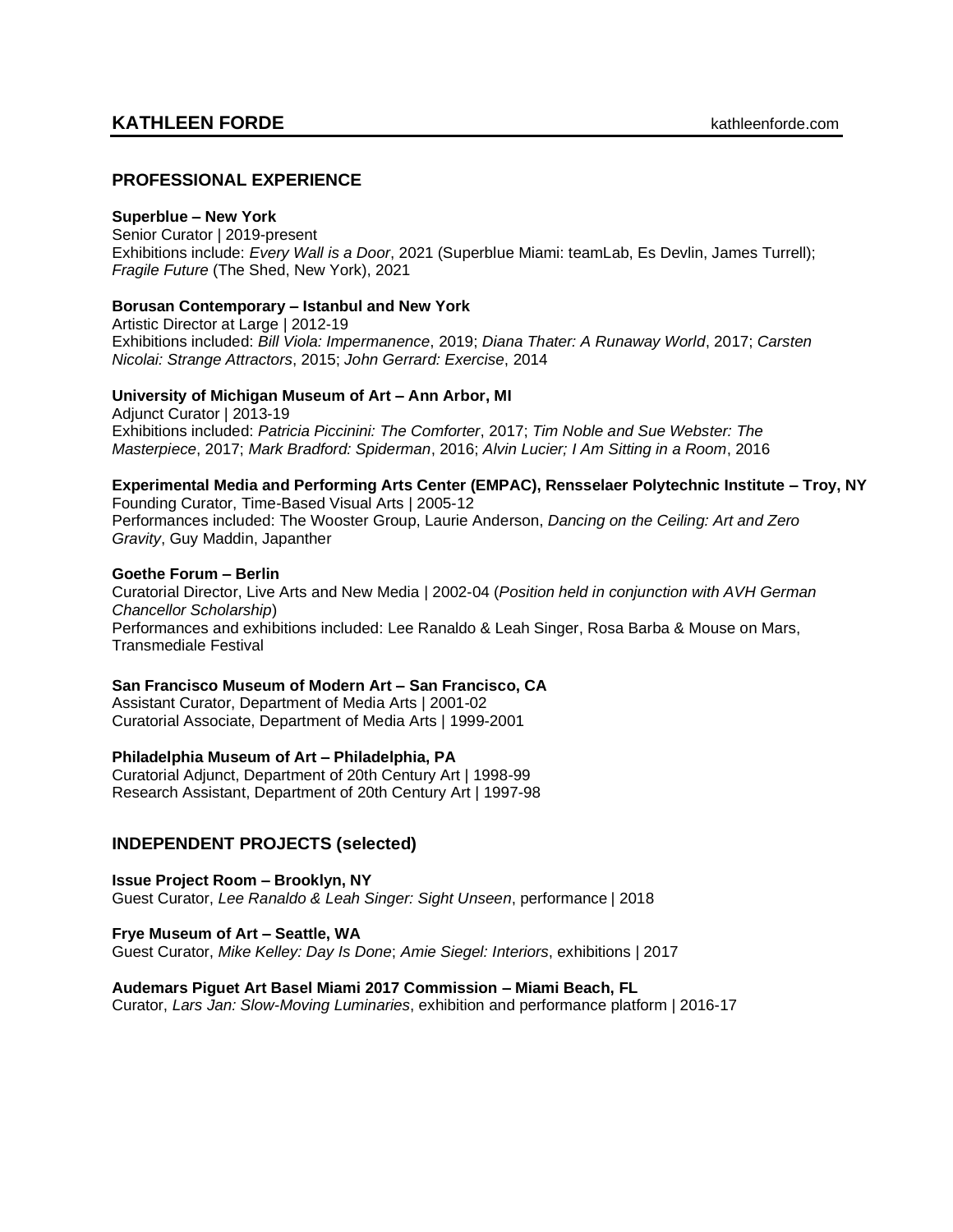# KATHLEEN FORDE

kathleenforde.com

## PROFESSIONAL EXPERIENCE

**Superblue – New York**
Senior Curator | 2019-present
Exhibitions include: *Every Wall is a Door*, 2021 (Superblue Miami: teamLab, Es Devlin, James Turrell); *Fragile Future* (The Shed, New York), 2021

**Borusan Contemporary – Istanbul and New York**
Artistic Director at Large | 2012-19
Exhibitions included: *Bill Viola: Impermanence*, 2019; *Diana Thater: A Runaway World*, 2017; *Carsten Nicolai: Strange Attractors*, 2015; *John Gerrard: Exercise*, 2014

**University of Michigan Museum of Art – Ann Arbor, MI**
Adjunct Curator | 2013-19
Exhibitions included: *Patricia Piccinini: The Comforter*, 2017; *Tim Noble and Sue Webster: The Masterpiece*, 2017; *Mark Bradford: Spiderman*, 2016; *Alvin Lucier; I Am Sitting in a Room*, 2016

**Experimental Media and Performing Arts Center (EMPAC), Rensselaer Polytechnic Institute – Troy, NY**
Founding Curator, Time-Based Visual Arts | 2005-12
Performances included: The Wooster Group, Laurie Anderson, *Dancing on the Ceiling: Art and Zero Gravity*, Guy Maddin, Japanther

**Goethe Forum – Berlin**
Curatorial Director, Live Arts and New Media | 2002-04 (*Position held in conjunction with AVH German Chancellor Scholarship*)
Performances and exhibitions included: Lee Ranaldo & Leah Singer, Rosa Barba & Mouse on Mars, Transmediale Festival

**San Francisco Museum of Modern Art – San Francisco, CA**
Assistant Curator, Department of Media Arts | 2001-02
Curatorial Associate, Department of Media Arts | 1999-2001

**Philadelphia Museum of Art – Philadelphia, PA**
Curatorial Adjunct, Department of 20th Century Art | 1998-99
Research Assistant, Department of 20th Century Art | 1997-98

## INDEPENDENT PROJECTS (selected)

**Issue Project Room – Brooklyn, NY**
Guest Curator, *Lee Ranaldo & Leah Singer: Sight Unseen*, performance | 2018

**Frye Museum of Art – Seattle, WA**
Guest Curator, *Mike Kelley: Day Is Done*; *Amie Siegel: Interiors*, exhibitions | 2017

**Audemars Piguet Art Basel Miami 2017 Commission – Miami Beach, FL**
Curator, *Lars Jan: Slow-Moving Luminaries*, exhibition and performance platform | 2016-17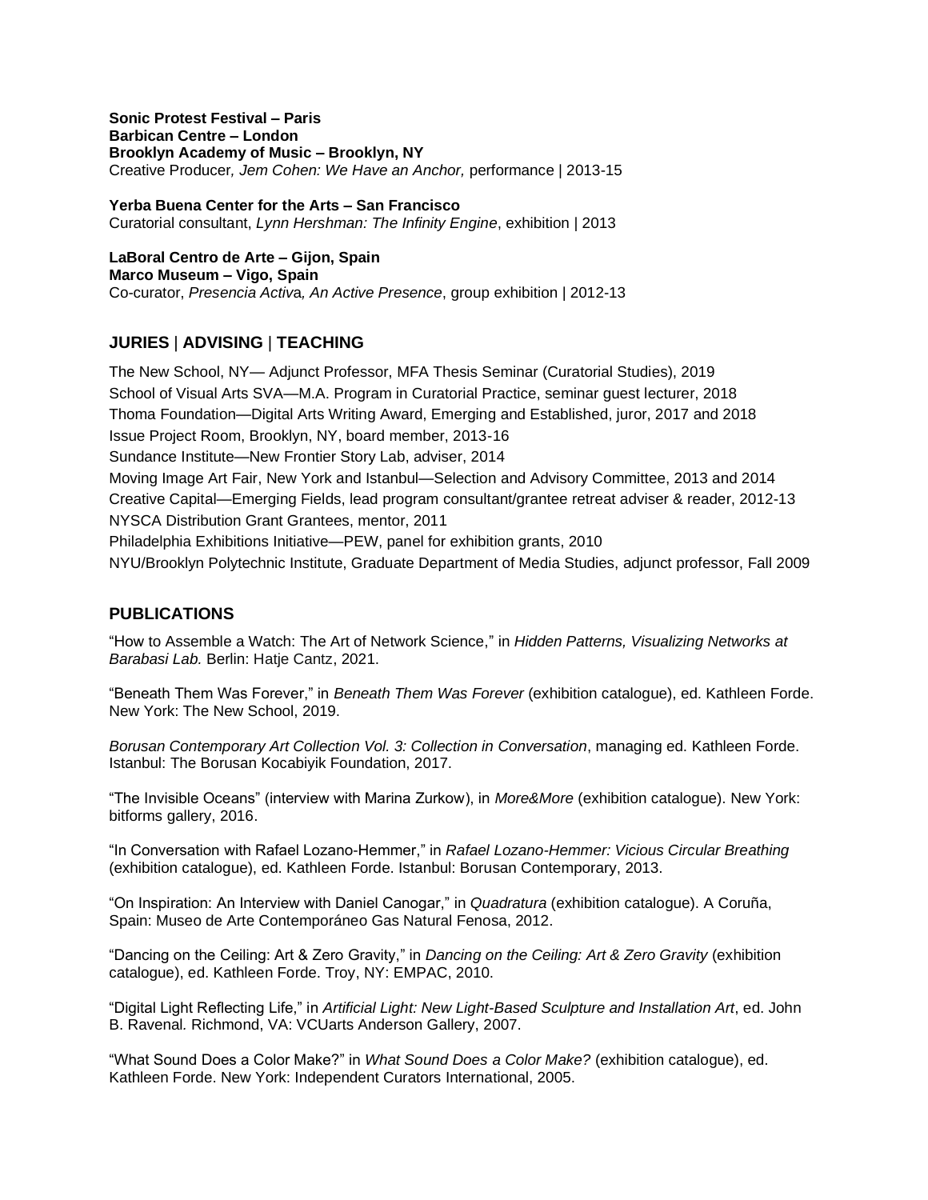**Sonic Protest Festival – Paris**
**Barbican Centre – London**
**Brooklyn Academy of Music – Brooklyn, NY**
Creative Producer*, Jem Cohen: We Have an Anchor,* performance | 2013-15

**Yerba Buena Center for the Arts – San Francisco**
Curatorial consultant, *Lynn Hershman: The Infinity Engine*, exhibition | 2013

**LaBoral Centro de Arte – Gijon, Spain**
**Marco Museum – Vigo, Spain**
Co-curator, *Presencia Activa, An Active Presence*, group exhibition | 2012-13

## JURIES | ADVISING | TEACHING

The New School, NY— Adjunct Professor, MFA Thesis Seminar (Curatorial Studies), 2019
School of Visual Arts SVA—M.A. Program in Curatorial Practice, seminar guest lecturer, 2018
Thoma Foundation—Digital Arts Writing Award, Emerging and Established, juror, 2017 and 2018
Issue Project Room, Brooklyn, NY, board member, 2013-16
Sundance Institute—New Frontier Story Lab, adviser, 2014
Moving Image Art Fair, New York and Istanbul—Selection and Advisory Committee, 2013 and 2014
Creative Capital—Emerging Fields, lead program consultant/grantee retreat adviser & reader, 2012-13
NYSCA Distribution Grant Grantees, mentor, 2011
Philadelphia Exhibitions Initiative—PEW, panel for exhibition grants, 2010
NYU/Brooklyn Polytechnic Institute, Graduate Department of Media Studies, adjunct professor, Fall 2009

## PUBLICATIONS

"How to Assemble a Watch: The Art of Network Science," in *Hidden Patterns, Visualizing Networks at Barabasi Lab.* Berlin: Hatje Cantz, 2021.

"Beneath Them Was Forever," in *Beneath Them Was Forever* (exhibition catalogue), ed. Kathleen Forde. New York: The New School, 2019.

*Borusan Contemporary Art Collection Vol. 3: Collection in Conversation*, managing ed. Kathleen Forde. Istanbul: The Borusan Kocabiyik Foundation, 2017.

"The Invisible Oceans" (interview with Marina Zurkow), in *More&More* (exhibition catalogue). New York: bitforms gallery, 2016.

"In Conversation with Rafael Lozano-Hemmer," in *Rafael Lozano-Hemmer: Vicious Circular Breathing* (exhibition catalogue), ed. Kathleen Forde. Istanbul: Borusan Contemporary, 2013.

"On Inspiration: An Interview with Daniel Canogar," in *Quadratura* (exhibition catalogue). A Coruña, Spain: Museo de Arte Contemporáneo Gas Natural Fenosa, 2012.

"Dancing on the Ceiling: Art & Zero Gravity," in *Dancing on the Ceiling: Art & Zero Gravity* (exhibition catalogue), ed. Kathleen Forde. Troy, NY: EMPAC, 2010.

"Digital Light Reflecting Life," in *Artificial Light: New Light-Based Sculpture and Installation Art*, ed. John B. Ravenal. Richmond, VA: VCUarts Anderson Gallery, 2007.

"What Sound Does a Color Make?" in *What Sound Does a Color Make?* (exhibition catalogue), ed. Kathleen Forde. New York: Independent Curators International, 2005.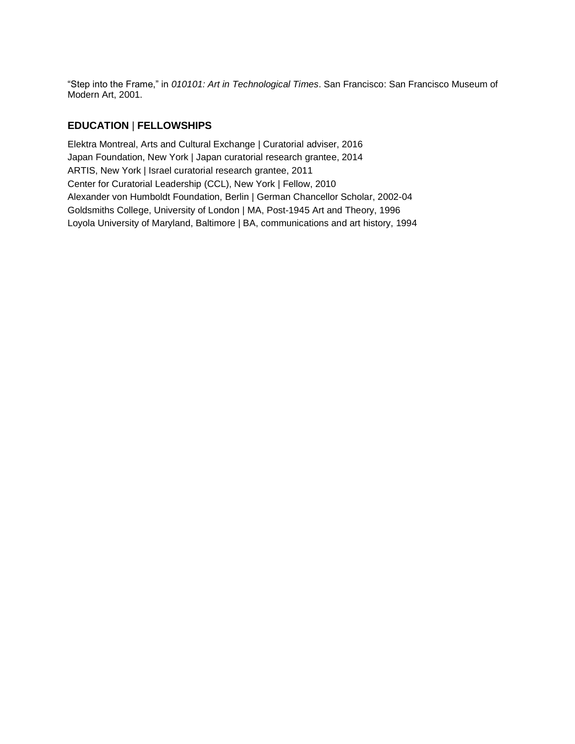"Step into the Frame," in *010101: Art in Technological Times*. San Francisco: San Francisco Museum of Modern Art, 2001.

## EDUCATION | FELLOWSHIPS

Elektra Montreal, Arts and Cultural Exchange | Curatorial adviser, 2016
Japan Foundation, New York | Japan curatorial research grantee, 2014
ARTIS, New York | Israel curatorial research grantee, 2011
Center for Curatorial Leadership (CCL), New York | Fellow, 2010
Alexander von Humboldt Foundation, Berlin | German Chancellor Scholar, 2002-04
Goldsmiths College, University of London | MA, Post-1945 Art and Theory, 1996
Loyola University of Maryland, Baltimore | BA, communications and art history, 1994